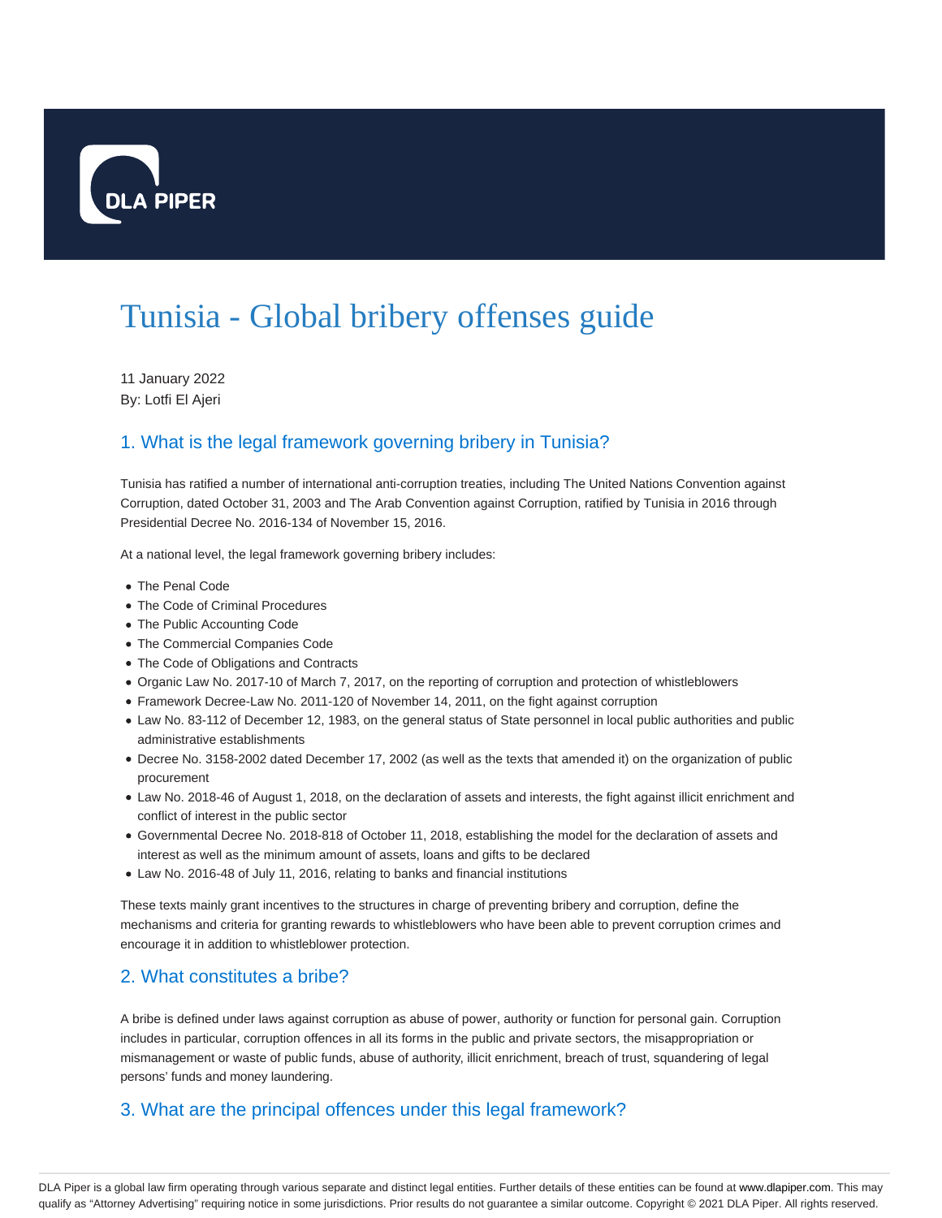# Tunisia - Global bribery offenses guide

11 January 2022
By: Lotfi El Ajeri

## 1. What is the legal framework governing bribery in Tunisia?

Tunisia has ratified a number of international anti-corruption treaties, including The United Nations Convention against Corruption, dated October 31, 2003 and The Arab Convention against Corruption, ratified by Tunisia in 2016 through Presidential Decree No. 2016-134 of November 15, 2016.

At a national level, the legal framework governing bribery includes:

- The Penal Code
- The Code of Criminal Procedures
- The Public Accounting Code
- The Commercial Companies Code
- The Code of Obligations and Contracts
- Organic Law No. 2017-10 of March 7, 2017, on the reporting of corruption and protection of whistleblowers
- Framework Decree-Law No. 2011-120 of November 14, 2011, on the fight against corruption
- Law No. 83-112 of December 12, 1983, on the general status of State personnel in local public authorities and public administrative establishments
- Decree No. 3158-2002 dated December 17, 2002 (as well as the texts that amended it) on the organization of public procurement
- Law No. 2018-46 of August 1, 2018, on the declaration of assets and interests, the fight against illicit enrichment and conflict of interest in the public sector
- Governmental Decree No. 2018-818 of October 11, 2018, establishing the model for the declaration of assets and interest as well as the minimum amount of assets, loans and gifts to be declared
- Law No. 2016-48 of July 11, 2016, relating to banks and financial institutions

These texts mainly grant incentives to the structures in charge of preventing bribery and corruption, define the mechanisms and criteria for granting rewards to whistleblowers who have been able to prevent corruption crimes and encourage it in addition to whistleblower protection.

## 2. What constitutes a bribe?

A bribe is defined under laws against corruption as abuse of power, authority or function for personal gain. Corruption includes in particular, corruption offences in all its forms in the public and private sectors, the misappropriation or mismanagement or waste of public funds, abuse of authority, illicit enrichment, breach of trust, squandering of legal persons' funds and money laundering.

## 3. What are the principal offences under this legal framework?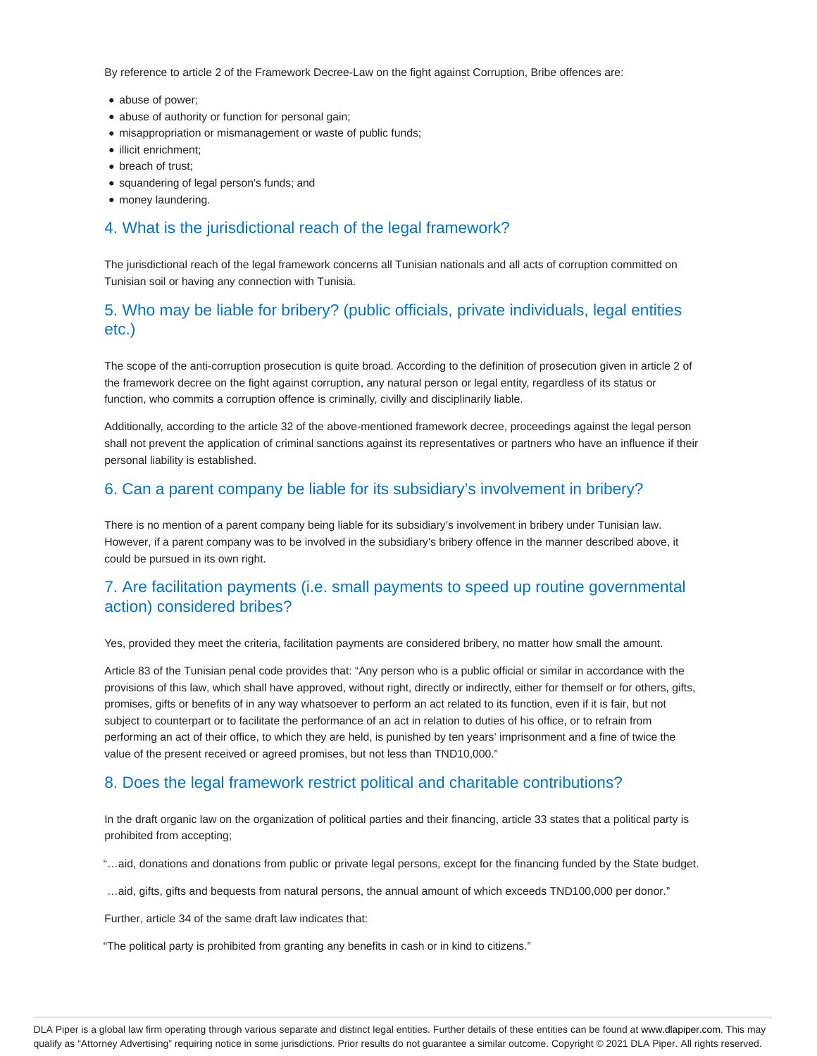By reference to article 2 of the Framework Decree-Law on the fight against Corruption, Bribe offences are:

- abuse of power;
- abuse of authority or function for personal gain;
- misappropriation or mismanagement or waste of public funds;
- illicit enrichment;
- breach of trust;
- squandering of legal person's funds; and
- money laundering.

## 4. What is the jurisdictional reach of the legal framework?

The jurisdictional reach of the legal framework concerns all Tunisian nationals and all acts of corruption committed on Tunisian soil or having any connection with Tunisia.

## 5. Who may be liable for bribery? (public officials, private individuals, legal entities etc.)

The scope of the anti-corruption prosecution is quite broad. According to the definition of prosecution given in article 2 of the framework decree on the fight against corruption, any natural person or legal entity, regardless of its status or function, who commits a corruption offence is criminally, civilly and disciplinarily liable.

Additionally, according to the article 32 of the above-mentioned framework decree, proceedings against the legal person shall not prevent the application of criminal sanctions against its representatives or partners who have an influence if their personal liability is established.

## 6. Can a parent company be liable for its subsidiary's involvement in bribery?

There is no mention of a parent company being liable for its subsidiary's involvement in bribery under Tunisian law. However, if a parent company was to be involved in the subsidiary's bribery offence in the manner described above, it could be pursued in its own right.

## 7. Are facilitation payments (i.e. small payments to speed up routine governmental action) considered bribes?

Yes, provided they meet the criteria, facilitation payments are considered bribery, no matter how small the amount.

Article 83 of the Tunisian penal code provides that: "Any person who is a public official or similar in accordance with the provisions of this law, which shall have approved, without right, directly or indirectly, either for themself or for others, gifts, promises, gifts or benefits of in any way whatsoever to perform an act related to its function, even if it is fair, but not subject to counterpart or to facilitate the performance of an act in relation to duties of his office, or to refrain from performing an act of their office, to which they are held, is punished by ten years' imprisonment and a fine of twice the value of the present received or agreed promises, but not less than TND10,000."

## 8. Does the legal framework restrict political and charitable contributions?

In the draft organic law on the organization of political parties and their financing, article 33 states that a political party is prohibited from accepting;

"…aid, donations and donations from public or private legal persons, except for the financing funded by the State budget.

…aid, gifts, gifts and bequests from natural persons, the annual amount of which exceeds TND100,000 per donor."

Further, article 34 of the same draft law indicates that:

"The political party is prohibited from granting any benefits in cash or in kind to citizens."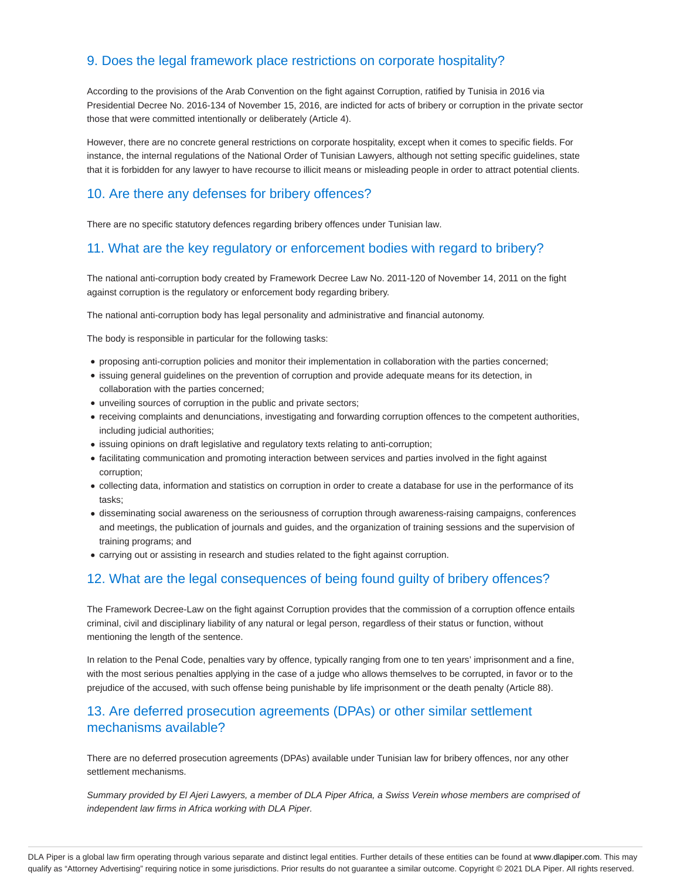## 9. Does the legal framework place restrictions on corporate hospitality?

According to the provisions of the Arab Convention on the fight against Corruption, ratified by Tunisia in 2016 via Presidential Decree No. 2016-134 of November 15, 2016, are indicted for acts of bribery or corruption in the private sector those that were committed intentionally or deliberately (Article 4).

However, there are no concrete general restrictions on corporate hospitality, except when it comes to specific fields. For instance, the internal regulations of the National Order of Tunisian Lawyers, although not setting specific guidelines, state that it is forbidden for any lawyer to have recourse to illicit means or misleading people in order to attract potential clients.

## 10. Are there any defenses for bribery offences?

There are no specific statutory defences regarding bribery offences under Tunisian law.

## 11. What are the key regulatory or enforcement bodies with regard to bribery?

The national anti-corruption body created by Framework Decree Law No. 2011-120 of November 14, 2011 on the fight against corruption is the regulatory or enforcement body regarding bribery.

The national anti-corruption body has legal personality and administrative and financial autonomy.

The body is responsible in particular for the following tasks:

- proposing anti-corruption policies and monitor their implementation in collaboration with the parties concerned;
- issuing general guidelines on the prevention of corruption and provide adequate means for its detection, in collaboration with the parties concerned;
- unveiling sources of corruption in the public and private sectors;
- receiving complaints and denunciations, investigating and forwarding corruption offences to the competent authorities, including judicial authorities;
- issuing opinions on draft legislative and regulatory texts relating to anti-corruption;
- facilitating communication and promoting interaction between services and parties involved in the fight against corruption;
- collecting data, information and statistics on corruption in order to create a database for use in the performance of its tasks;
- disseminating social awareness on the seriousness of corruption through awareness-raising campaigns, conferences and meetings, the publication of journals and guides, and the organization of training sessions and the supervision of training programs; and
- carrying out or assisting in research and studies related to the fight against corruption.

## 12. What are the legal consequences of being found guilty of bribery offences?

The Framework Decree-Law on the fight against Corruption provides that the commission of a corruption offence entails criminal, civil and disciplinary liability of any natural or legal person, regardless of their status or function, without mentioning the length of the sentence.

In relation to the Penal Code, penalties vary by offence, typically ranging from one to ten years' imprisonment and a fine, with the most serious penalties applying in the case of a judge who allows themselves to be corrupted, in favor or to the prejudice of the accused, with such offense being punishable by life imprisonment or the death penalty (Article 88).

## 13. Are deferred prosecution agreements (DPAs) or other similar settlement mechanisms available?

There are no deferred prosecution agreements (DPAs) available under Tunisian law for bribery offences, nor any other settlement mechanisms.

*Summary provided by El Ajeri Lawyers, a member of DLA Piper Africa, a Swiss Verein whose members are comprised of independent law firms in Africa working with DLA Piper.*

DLA Piper is a global law firm operating through various separate and distinct legal entities. Further details of these entities can be found at www.dlapiper.com. This may qualify as "Attorney Advertising" requiring notice in some jurisdictions. Prior results do not guarantee a similar outcome. Copyright © 2021 DLA Piper. All rights reserved.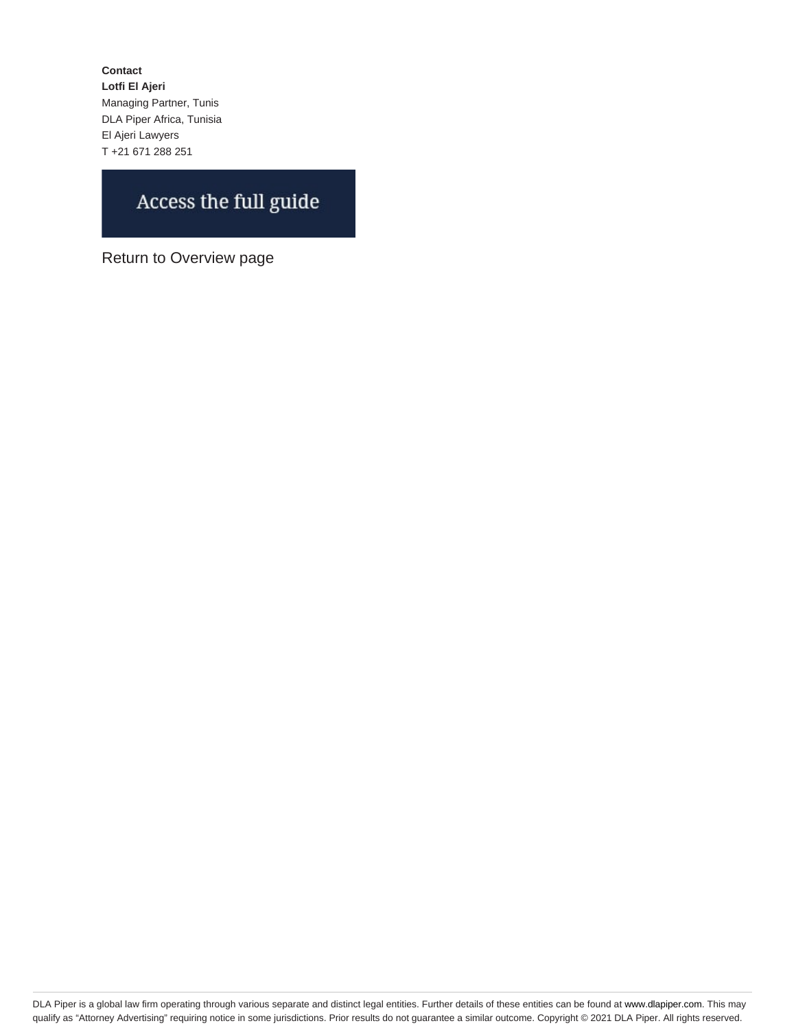**Contact**

**Lotfi El Ajeri**

Managing Partner, Tunis

DLA Piper Africa, Tunisia

El Ajeri Lawyers

T +21 671 288 251

Access the full guide

Return to Overview page

DLA Piper is a global law firm operating through various separate and distinct legal entities. Further details of these entities can be found at www.dlapiper.com. This may qualify as "Attorney Advertising" requiring notice in some jurisdictions. Prior results do not guarantee a similar outcome. Copyright © 2021 DLA Piper. All rights reserved.